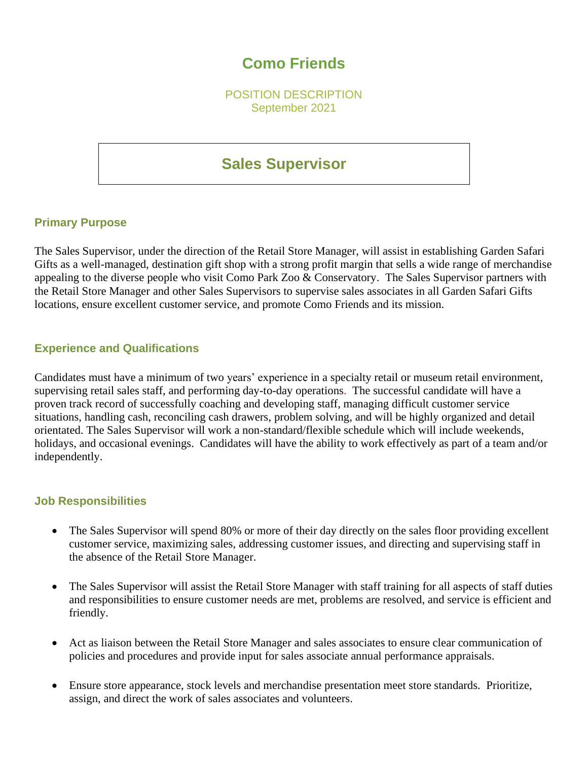# Como Friends

POSITION DESCRIPTION
September 2021

## Sales Supervisor

### Primary Purpose

The Sales Supervisor, under the direction of the Retail Store Manager, will assist in establishing Garden Safari Gifts as a well-managed, destination gift shop with a strong profit margin that sells a wide range of merchandise appealing to the diverse people who visit Como Park Zoo & Conservatory. The Sales Supervisor partners with the Retail Store Manager and other Sales Supervisors to supervise sales associates in all Garden Safari Gifts locations, ensure excellent customer service, and promote Como Friends and its mission.

### Experience and Qualifications

Candidates must have a minimum of two years' experience in a specialty retail or museum retail environment, supervising retail sales staff, and performing day-to-day operations. The successful candidate will have a proven track record of successfully coaching and developing staff, managing difficult customer service situations, handling cash, reconciling cash drawers, problem solving, and will be highly organized and detail orientated. The Sales Supervisor will work a non-standard/flexible schedule which will include weekends, holidays, and occasional evenings. Candidates will have the ability to work effectively as part of a team and/or independently.

### Job Responsibilities

- The Sales Supervisor will spend 80% or more of their day directly on the sales floor providing excellent customer service, maximizing sales, addressing customer issues, and directing and supervising staff in the absence of the Retail Store Manager.
- The Sales Supervisor will assist the Retail Store Manager with staff training for all aspects of staff duties and responsibilities to ensure customer needs are met, problems are resolved, and service is efficient and friendly.
- Act as liaison between the Retail Store Manager and sales associates to ensure clear communication of policies and procedures and provide input for sales associate annual performance appraisals.
- Ensure store appearance, stock levels and merchandise presentation meet store standards. Prioritize, assign, and direct the work of sales associates and volunteers.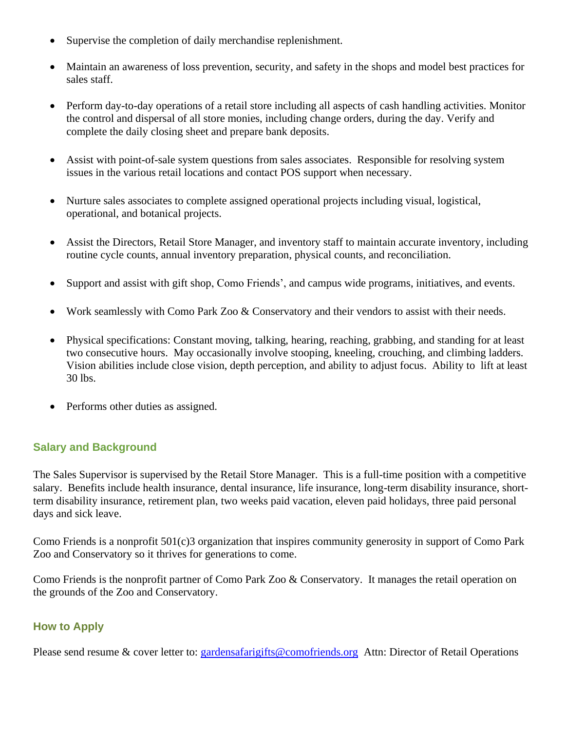- Supervise the completion of daily merchandise replenishment.

- Maintain an awareness of loss prevention, security, and safety in the shops and model best practices for sales staff.

- Perform day-to-day operations of a retail store including all aspects of cash handling activities. Monitor the control and dispersal of all store monies, including change orders, during the day. Verify and complete the daily closing sheet and prepare bank deposits.

- Assist with point-of-sale system questions from sales associates. Responsible for resolving system issues in the various retail locations and contact POS support when necessary.

- Nurture sales associates to complete assigned operational projects including visual, logistical, operational, and botanical projects.

- Assist the Directors, Retail Store Manager, and inventory staff to maintain accurate inventory, including routine cycle counts, annual inventory preparation, physical counts, and reconciliation.

- Support and assist with gift shop, Como Friends', and campus wide programs, initiatives, and events.

- Work seamlessly with Como Park Zoo & Conservatory and their vendors to assist with their needs.

- Physical specifications: Constant moving, talking, hearing, reaching, grabbing, and standing for at least two consecutive hours. May occasionally involve stooping, kneeling, crouching, and climbing ladders. Vision abilities include close vision, depth perception, and ability to adjust focus. Ability to lift at least 30 lbs.

- Performs other duties as assigned.

## Salary and Background

The Sales Supervisor is supervised by the Retail Store Manager. This is a full-time position with a competitive salary. Benefits include health insurance, dental insurance, life insurance, long-term disability insurance, short-term disability insurance, retirement plan, two weeks paid vacation, eleven paid holidays, three paid personal days and sick leave.

Como Friends is a nonprofit 501(c)3 organization that inspires community generosity in support of Como Park Zoo and Conservatory so it thrives for generations to come.

Como Friends is the nonprofit partner of Como Park Zoo & Conservatory. It manages the retail operation on the grounds of the Zoo and Conservatory.

## How to Apply

Please send resume & cover letter to: gardensafarigifts@comofriends.org Attn: Director of Retail Operations